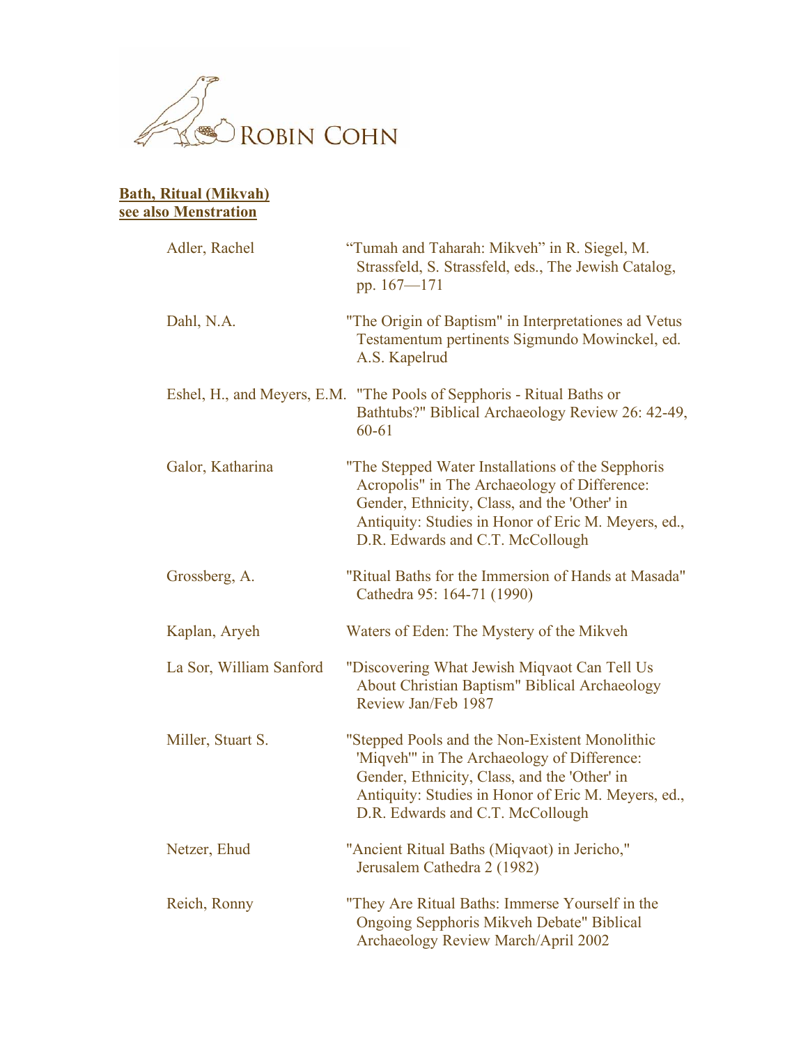ROBIN COHN

**Bath, Ritual (Mikvah)**
**see also Menstration**

| | |
|---|---|
| Adler, Rachel | "Tumah and Taharah: Mikveh" in R. Siegel, M. Strassfeld, S. Strassfeld, eds., The Jewish Catalog, pp. 167—171 |
| Dahl, N.A. | "The Origin of Baptism" in Interpretationes ad Vetus Testamentum pertinents Sigmundo Mowinckel, ed. A.S. Kapelrud |
| Eshel, H., and Meyers, E.M. | "The Pools of Sepphoris - Ritual Baths or Bathtubs?" Biblical Archaeology Review 26: 42-49, 60-61 |
| Galor, Katharina | "The Stepped Water Installations of the Sepphoris Acropolis" in The Archaeology of Difference: Gender, Ethnicity, Class, and the 'Other' in Antiquity: Studies in Honor of Eric M. Meyers, ed., D.R. Edwards and C.T. McCollough |
| Grossberg, A. | "Ritual Baths for the Immersion of Hands at Masada" Cathedra 95: 164-71 (1990) |
| Kaplan, Aryeh | Waters of Eden: The Mystery of the Mikveh |
| La Sor, William Sanford | "Discovering What Jewish Miqvaot Can Tell Us About Christian Baptism" Biblical Archaeology Review Jan/Feb 1987 |
| Miller, Stuart S. | "Stepped Pools and the Non-Existent Monolithic 'Miqveh'" in The Archaeology of Difference: Gender, Ethnicity, Class, and the 'Other' in Antiquity: Studies in Honor of Eric M. Meyers, ed., D.R. Edwards and C.T. McCollough |
| Netzer, Ehud | "Ancient Ritual Baths (Miqvaot) in Jericho," Jerusalem Cathedra 2 (1982) |
| Reich, Ronny | "They Are Ritual Baths: Immerse Yourself in the Ongoing Sepphoris Mikveh Debate" Biblical Archaeology Review March/April 2002 |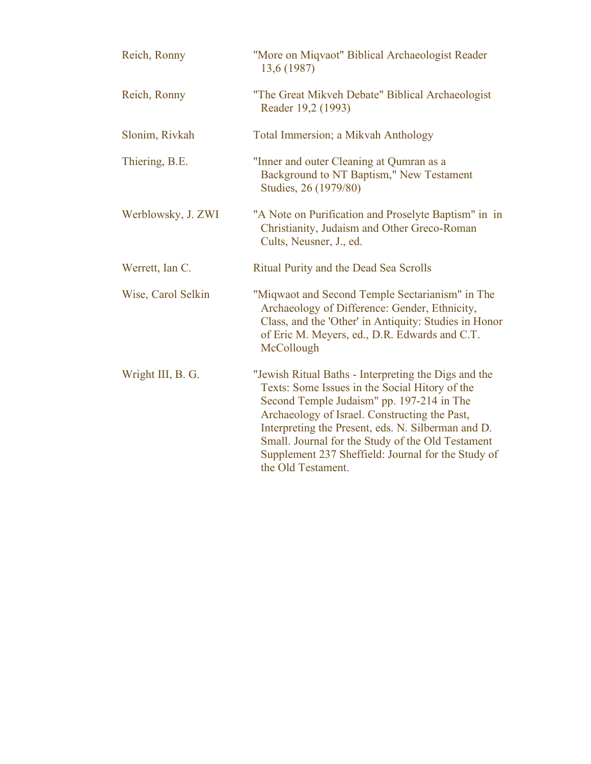| | |
|---|---|
| Reich, Ronny | "More on Miqvaot" Biblical Archaeologist Reader 13,6 (1987) |
| Reich, Ronny | "The Great Mikveh Debate" Biblical Archaeologist Reader 19,2 (1993) |
| Slonim, Rivkah | Total Immersion; a Mikvah Anthology |
| Thiering, B.E. | "Inner and outer Cleaning at Qumran as a Background to NT Baptism," New Testament Studies, 26 (1979/80) |
| Werblowsky, J. ZWI | "A Note on Purification and Proselyte Baptism" in in Christianity, Judaism and Other Greco-Roman Cults, Neusner, J., ed. |
| Werrett, Ian C. | Ritual Purity and the Dead Sea Scrolls |
| Wise, Carol Selkin | "Miqwaot and Second Temple Sectarianism" in The Archaeology of Difference: Gender, Ethnicity, Class, and the 'Other' in Antiquity: Studies in Honor of Eric M. Meyers, ed., D.R. Edwards and C.T. McCollough |
| Wright III, B. G. | "Jewish Ritual Baths - Interpreting the Digs and the Texts: Some Issues in the Social Hitory of the Second Temple Judaism" pp. 197-214 in The Archaeology of Israel. Constructing the Past, Interpreting the Present, eds. N. Silberman and D. Small. Journal for the Study of the Old Testament Supplement 237 Sheffield: Journal for the Study of the Old Testament. |